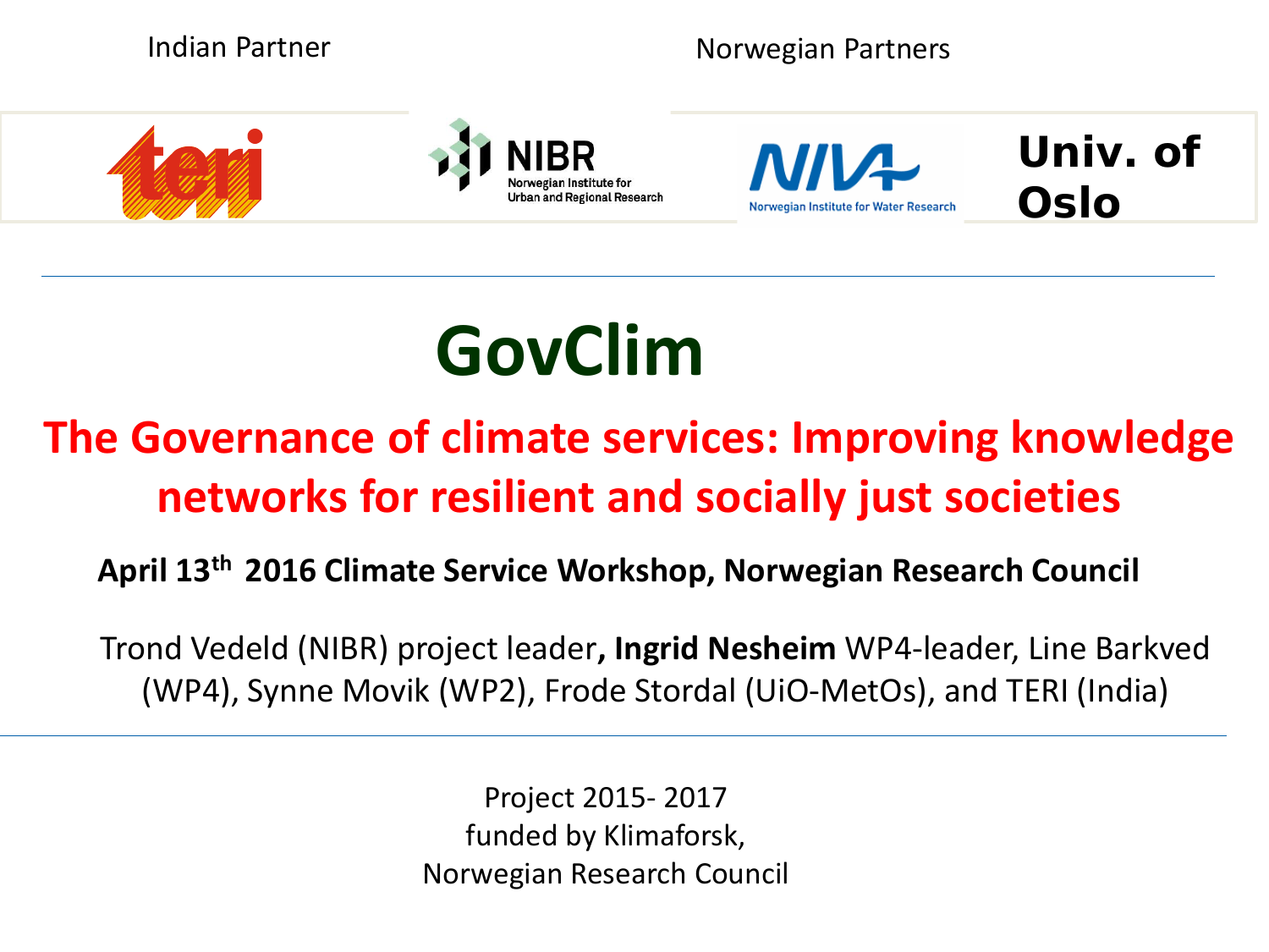Indian Partner

Norwegian Partners

teri

NIBR
Norwegian Institute for Urban and Regional Research

NIVA
Norwegian Institute for Water Research

Univ. of Oslo

# GovClim

## The Governance of climate services: Improving knowledge networks for resilient and socially just societies

**April 13th 2016 Climate Service Workshop, Norwegian Research Council**

Trond Vedeld (NIBR) project leader**, Ingrid Nesheim** WP4-leader, Line Barkved (WP4), Synne Movik (WP2), Frode Stordal (UiO-MetOs), and TERI (India)

Project 2015- 2017
funded by Klimaforsk,
Norwegian Research Council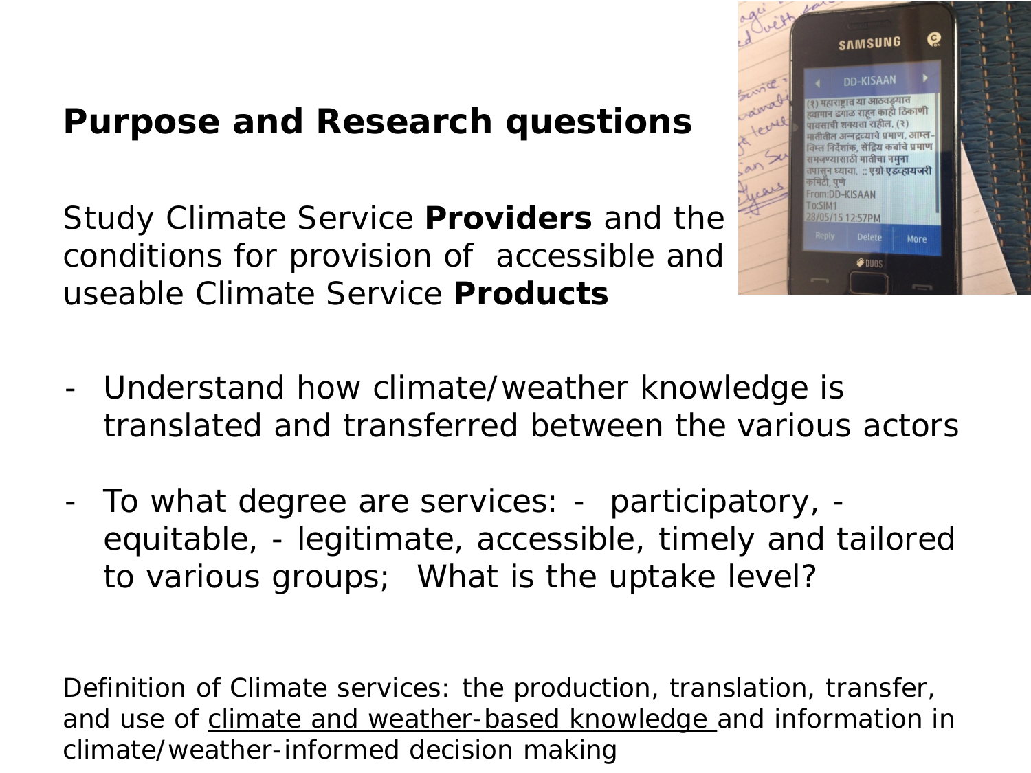## Purpose and Research questions

Study Climate Service **Providers** and the conditions for provision of accessible and useable Climate Service **Products**

- Understand how climate/weather knowledge is translated and transferred between the various actors
- To what degree are services: - participatory, - equitable, - legitimate, accessible, timely and tailored to various groups; What is the uptake level?

Definition of Climate services: the production, translation, transfer, and use of climate and weather-based knowledge and information in climate/weather-informed decision making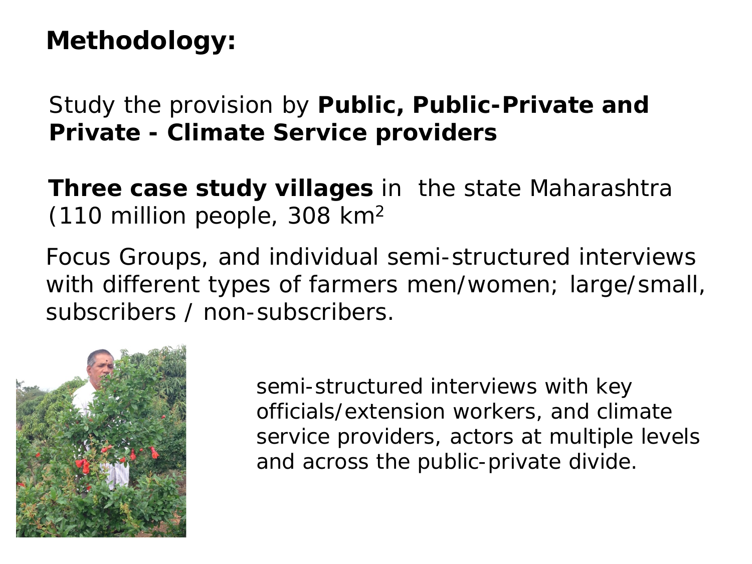# Methodology:

Study the provision by **Public, Public-Private and Private - Climate Service providers**

**Three case study villages** in the state Maharashtra (110 million people, 308 $km^2$

Focus Groups, and individual semi-structured interviews with different types of farmers men/women; large/small, subscribers / non-subscribers.

semi-structured interviews with key officials/extension workers, and climate service providers, actors at multiple levels and across the public-private divide.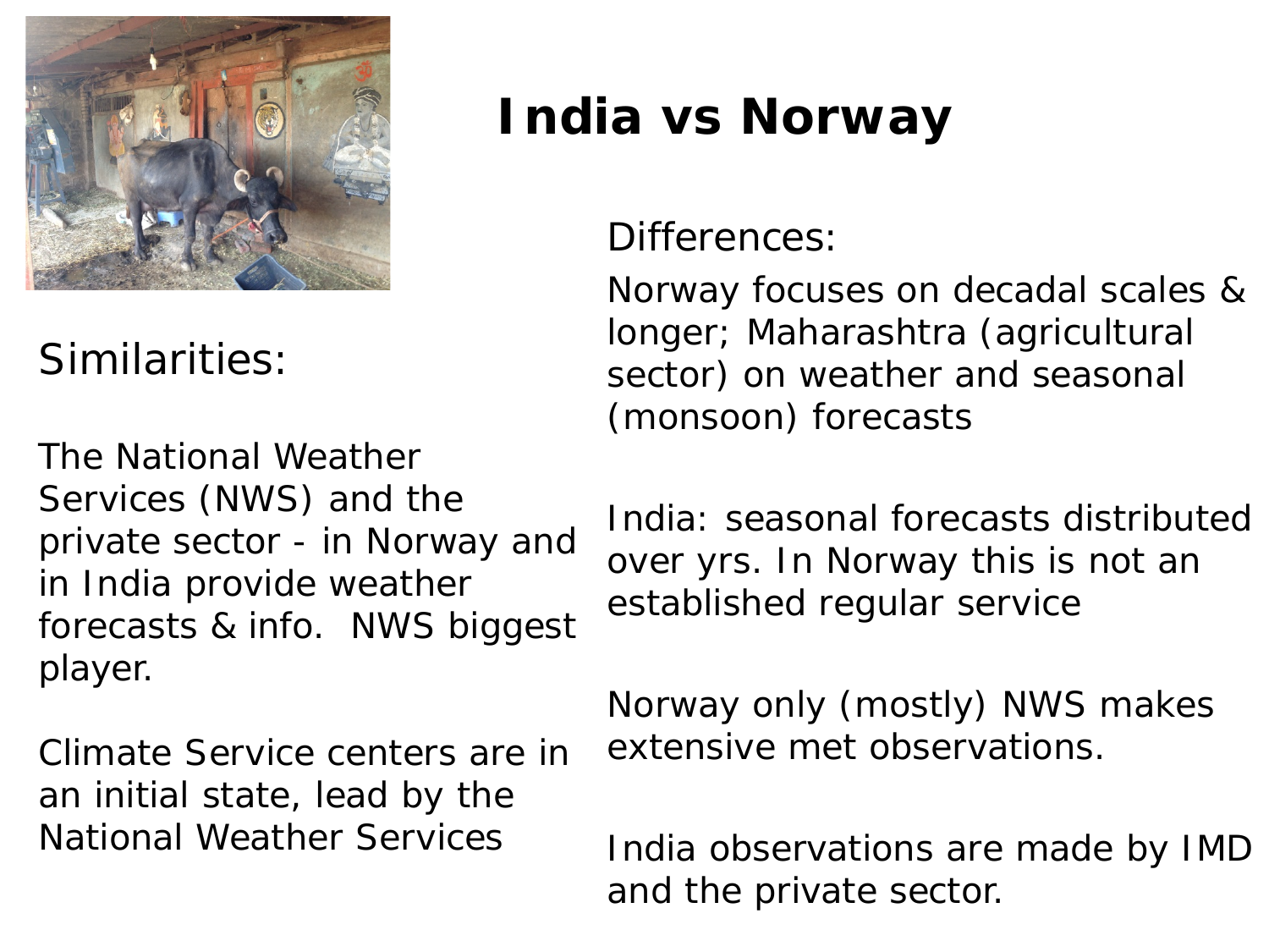# India vs Norway

## Similarities:

The National Weather Services (NWS) and the private sector - in Norway and in India provide weather forecasts & info. NWS biggest player.

Climate Service centers are in an initial state, lead by the National Weather Services

## Differences:

Norway focuses on decadal scales & longer; Maharashtra (agricultural sector) on weather and seasonal (monsoon) forecasts

India: seasonal forecasts distributed over yrs. In Norway this is not an established regular service

Norway only (mostly) NWS makes extensive met observations.

India observations are made by IMD and the private sector.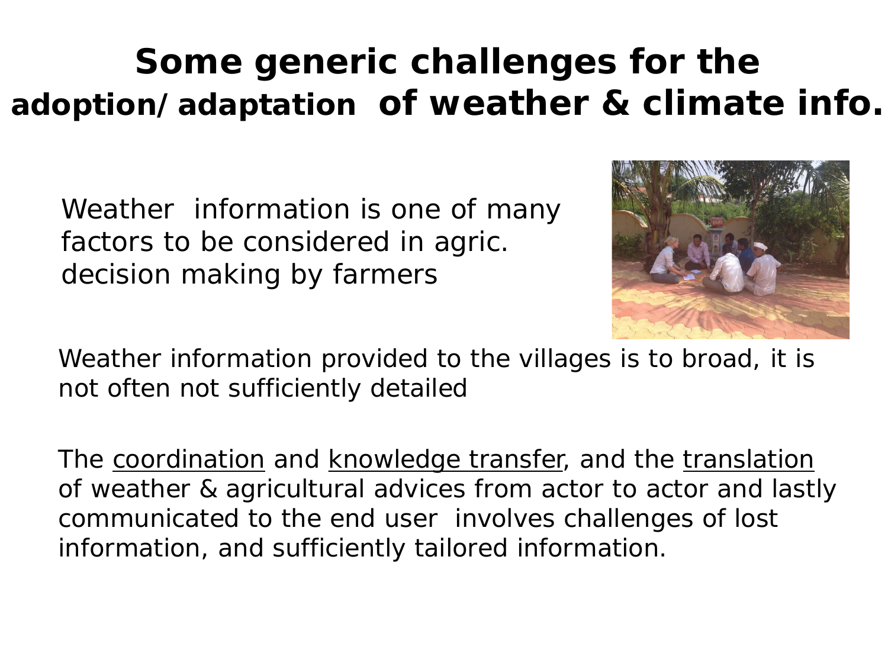# Some generic challenges for the adoption/ adaptation of weather & climate info.

Weather information is one of many factors to be considered in agric. decision making by farmers

Weather information provided to the villages is to broad, it is not often not sufficiently detailed

The <u>coordination</u> and <u>knowledge transfer</u>, and the <u>translation</u> of weather & agricultural advices from actor to actor and lastly communicated to the end user involves challenges of lost information, and sufficiently tailored information.